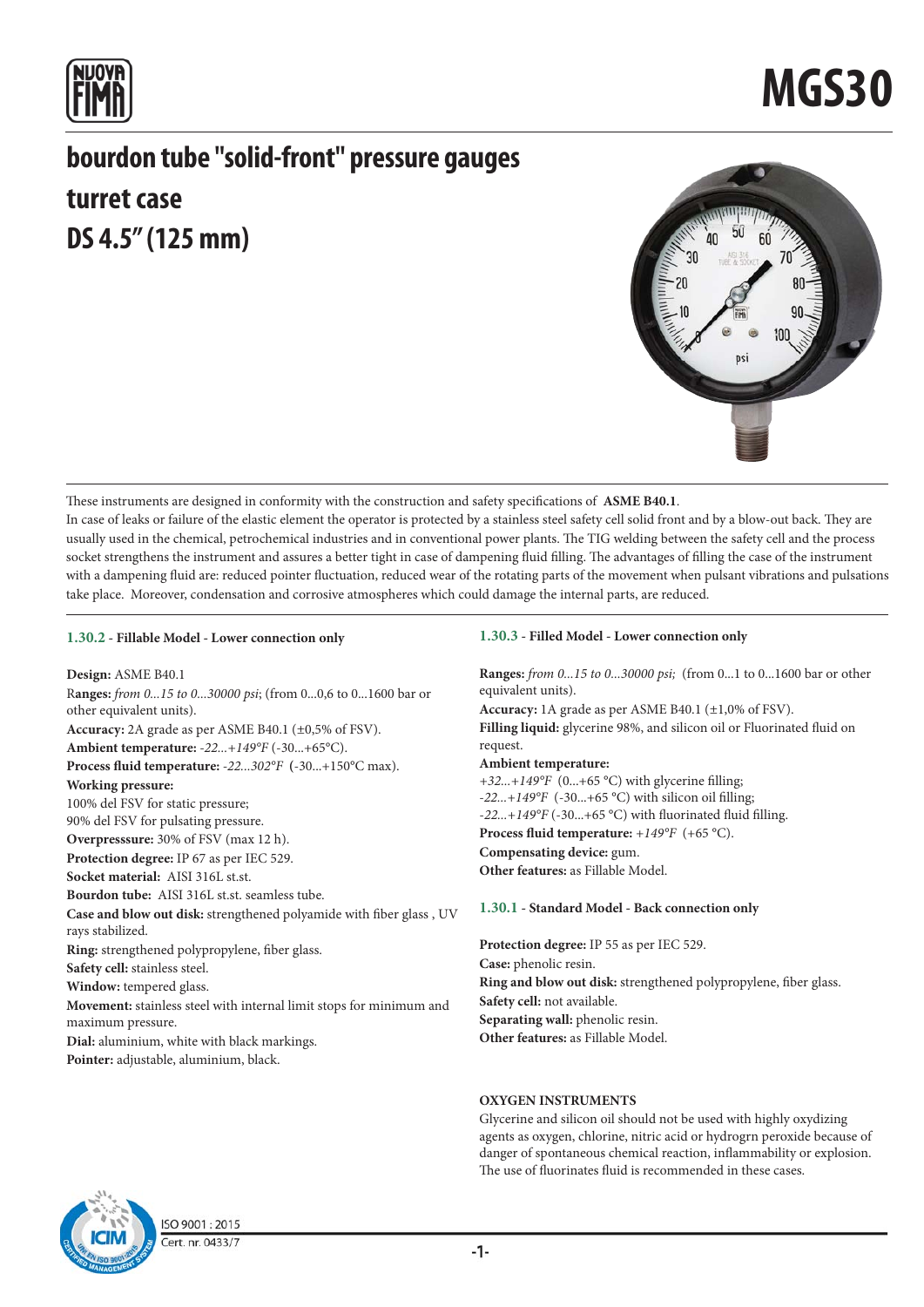# MGS30

## bourdon tube "solid-front" pressure gauges
## turret case
## DS 4.5" (125 mm)

These instruments are designed in conformity with the construction and safety specifications of **ASME B40.1**.
In case of leaks or failure of the elastic element the operator is protected by a stainless steel safety cell solid front and by a blow-out back. They are usually used in the chemical, petrochemical industries and in conventional power plants. The TIG welding between the safety cell and the process socket strengthens the instrument and assures a better tight in case of dampening fluid filling. The advantages of filling the case of the instrument with a dampening fluid are: reduced pointer fluctuation, reduced wear of the rotating parts of the movement when pulsant vibrations and pulsations take place. Moreover, condensation and corrosive atmospheres which could damage the internal parts, are reduced.

### 1.30.2 - Fillable Model - Lower connection only

**Design:** ASME B40.1
**Ranges:** *from 0...15 to 0...30000 psi*; (from 0...0,6 to 0...1600 bar or other equivalent units).
**Accuracy:** 2A grade as per ASME B40.1 (±0,5% of FSV).
**Ambient temperature:** *-22...+149°F* (-30...+65°C).
**Process fluid temperature:** *-22...302°F* (-30...+150°C max).
**Working pressure:**
100% del FSV for static pressure;
90% del FSV for pulsating pressure.
**Overpresssure:** 30% of FSV (max 12 h).
**Protection degree:** IP 67 as per IEC 529.
**Socket material:** AISI 316L st.st.
**Bourdon tube:** AISI 316L st.st. seamless tube.
**Case and blow out disk:** strengthened polyamide with fiber glass , UV rays stabilized.
**Ring:** strengthened polypropylene, fiber glass.
**Safety cell:** stainless steel.
**Window:** tempered glass.
**Movement:** stainless steel with internal limit stops for minimum and maximum pressure.
**Dial:** aluminium, white with black markings.
**Pointer:** adjustable, aluminium, black.

### 1.30.3 - Filled Model - Lower connection only

**Ranges:** *from 0...15 to 0...30000 psi;* (from 0...1 to 0...1600 bar or other equivalent units).
**Accuracy:** 1A grade as per ASME B40.1 (±1,0% of FSV).
**Filling liquid:** glycerine 98%, and silicon oil or Fluorinated fluid on request.
**Ambient temperature:**
*+32...+149°F* (0...+65 °C) with glycerine filling;
*-22...+149°F* (-30...+65 °C) with silicon oil filling;
*-22...+149°F* (-30...+65 °C) with fluorinated fluid filling.
**Process fluid temperature:** *+149°F* (+65 °C).
**Compensating device:** gum.
**Other features:** as Fillable Model.

### 1.30.1 - Standard Model - Back connection only

**Protection degree:** IP 55 as per IEC 529.
**Case:** phenolic resin.
**Ring and blow out disk:** strengthened polypropylene, fiber glass.
**Safety cell:** not available.
**Separating wall:** phenolic resin.
**Other features:** as Fillable Model.

**OXYGEN INSTRUMENTS**

Glycerine and silicon oil should not be used with highly oxydizing agents as oxygen, chlorine, nitric acid or hydrogrn peroxide because of danger of spontaneous chemical reaction, inflammability or explosion. The use of fluorinates fluid is recommended in these cases.

ISO 9001 : 2015
Cert. nr. 0433/7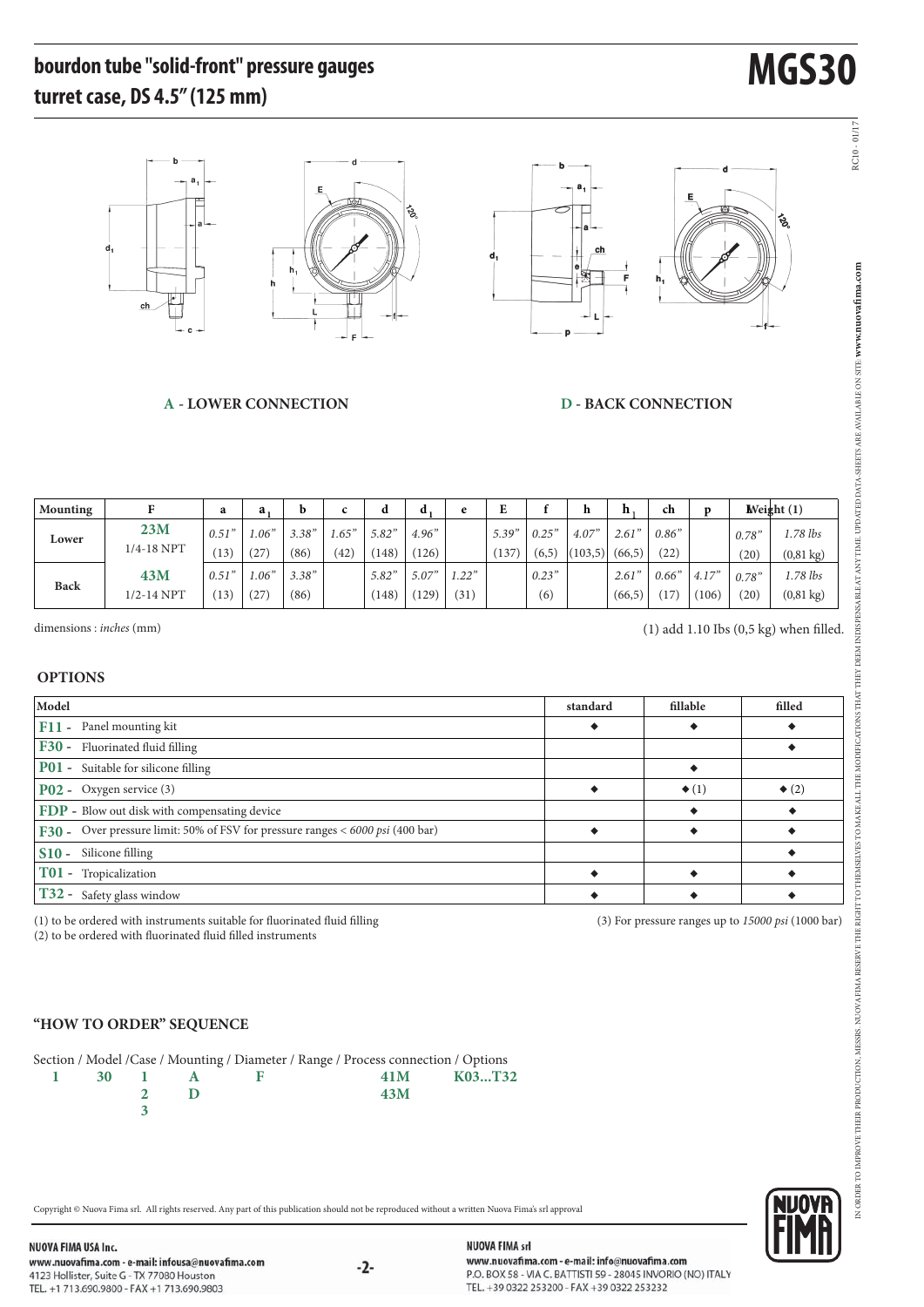# bourdon tube "solid-front" pressure gauges turret case, DS 4.5" (125 mm)

# MGS30

A - LOWER CONNECTION

D - BACK CONNECTION

| Mounting | F | a | a₁ | b | c | d | d₁ | e | E | f | h | h₁ | ch | p | Weight (1) | |
|---|---|---|---|---|---|---|---|---|---|---|---|---|---|---|---|---|
| Lower | **23M** 1/4-18 NPT | *0.51"* (13) | *1.06"* (27) | *3.38"* (86) | *1.65"* (42) | *5.82"* (148) | *4.96"* (126) | | *5.39"* (137) | *0.25"* (6,5) | *4.07"* (103,5) | *2.61"* (66,5) | *0.86"* (22) | | *0.78"* (20) | *1.78 lbs* (0,81 kg) |
| Back | **43M** 1/2-14 NPT | *0.51"* (13) | *1.06"* (27) | *3.38"* (86) | | *5.82"* (148) | *5.07"* (129) | *1.22"* (31) | | *0.23"* (6) | | *2.61"* (66,5) | *0.66"* (17) | *4.17"* (106) | *0.78"* (20) | *1.78 lbs* (0,81 kg) |

dimensions : *inches* (mm)

(1) add 1.10 Ibs (0,5 kg) when filled.

## OPTIONS

| Model | standard | fillable | filled |
|---|---|---|---|
| **F11 -** Panel mounting kit | ◆ | ◆ | ◆ |
| **F30 -** Fluorinated fluid filling | | | ◆ |
| **P01 -** Suitable for silicone filling | | ◆ | |
| **P02 -** Oxygen service (3) | ◆ | ◆ (1) | ◆ (2) |
| **FDP -** Blow out disk with compensating device | | ◆ | ◆ |
| **F30 -** Over pressure limit: 50% of FSV for pressure ranges < *6000 psi* (400 bar) | ◆ | ◆ | ◆ |
| **S10 -** Silicone filling | | | ◆ |
| **T01 -** Tropicalization | ◆ | ◆ | ◆ |
| **T32 -** Safety glass window | ◆ | ◆ | ◆ |

(1) to be ordered with instruments suitable for fluorinated fluid filling
(2) to be ordered with fluorinated fluid filled instruments

(3) For pressure ranges up to *15000 psi* (1000 bar)

## "HOW TO ORDER" SEQUENCE

Section / Model /Case / Mounting / Diameter / Range / Process connection / Options

| Section | Model | Case | Mounting | Diameter | Range | Process connection | Options |
|---|---|---|---|---|---|---|---|
| **1** | **30** | **1** | **A** | **F** | | **41M** | **K03...T32** |
| | | **2** | **D** | | | **43M** | |
| | | **3** | | | | | |

Copyright © Nuova Fima srl. All rights reserved. Any part of this publication should not be reproduced without a written Nuova Fima's srl approval

IN ORDER TO IMPROVE THEIR PRODUCTION, MESSRS. NUOVA FIMA RESERVE THE RIGHT TO THEMSELVES TO MAKE ALL THE MODIFICATIONS THAT THEY DEEM INDISPENSABLE AT ANY TIME. UPDATED DATA-SHEETS ARE AVAILABLE ON SITE: **www.nuovafima.com**

RC10 - 01/17

**NUOVA FIMA USA Inc.**
www.nuovafima.com - e-mail: infousa@nuovafima.com
4123 Hollister, Suite G - TX 77080 Houston
TEL. +1 713.690.9800 - FAX +1 713.690.9803

**NUOVA FIMA srl**
www.nuovafima.com - e-mail: info@nuovafima.com
P.O. BOX 58 - VIA C. BATTISTI 59 - 28045 INVORIO (NO) ITALY
TEL. +39 0322 253200 - FAX +39 0322 253232